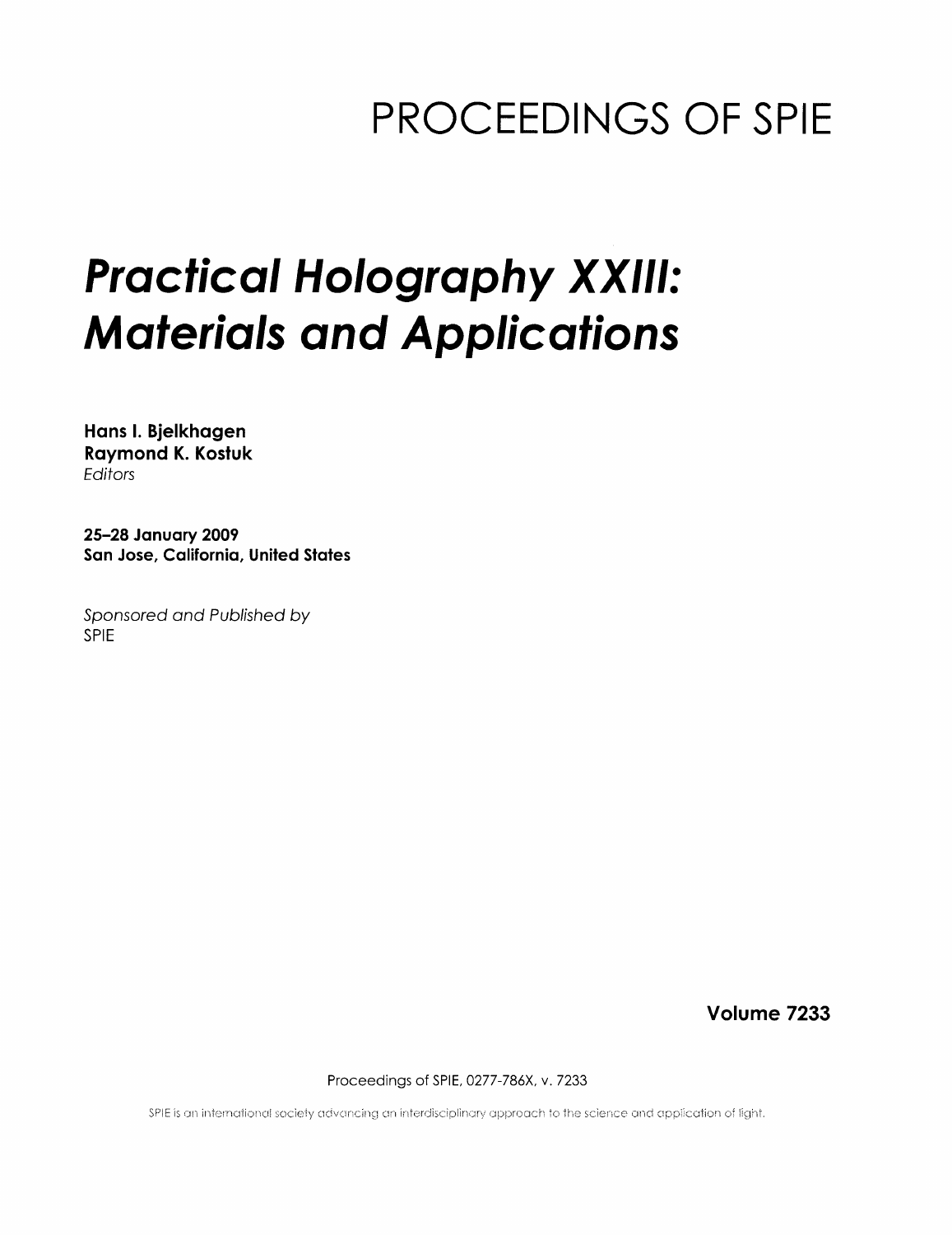# PROCEEDINGS OF SPIE

# *Practical Holography XXIII: Materials and Applications*

**Hans I. Bjelkhagen**
**Raymond K. Kostuk**
*Editors*

**25–28 January 2009**
**San Jose, California, United States**

*Sponsored and Published by*
SPIE

**Volume 7233**

Proceedings of SPIE, 0277-786X, v. 7233

SPIE is an international society advancing an interdisciplinary approach to the science and application of light.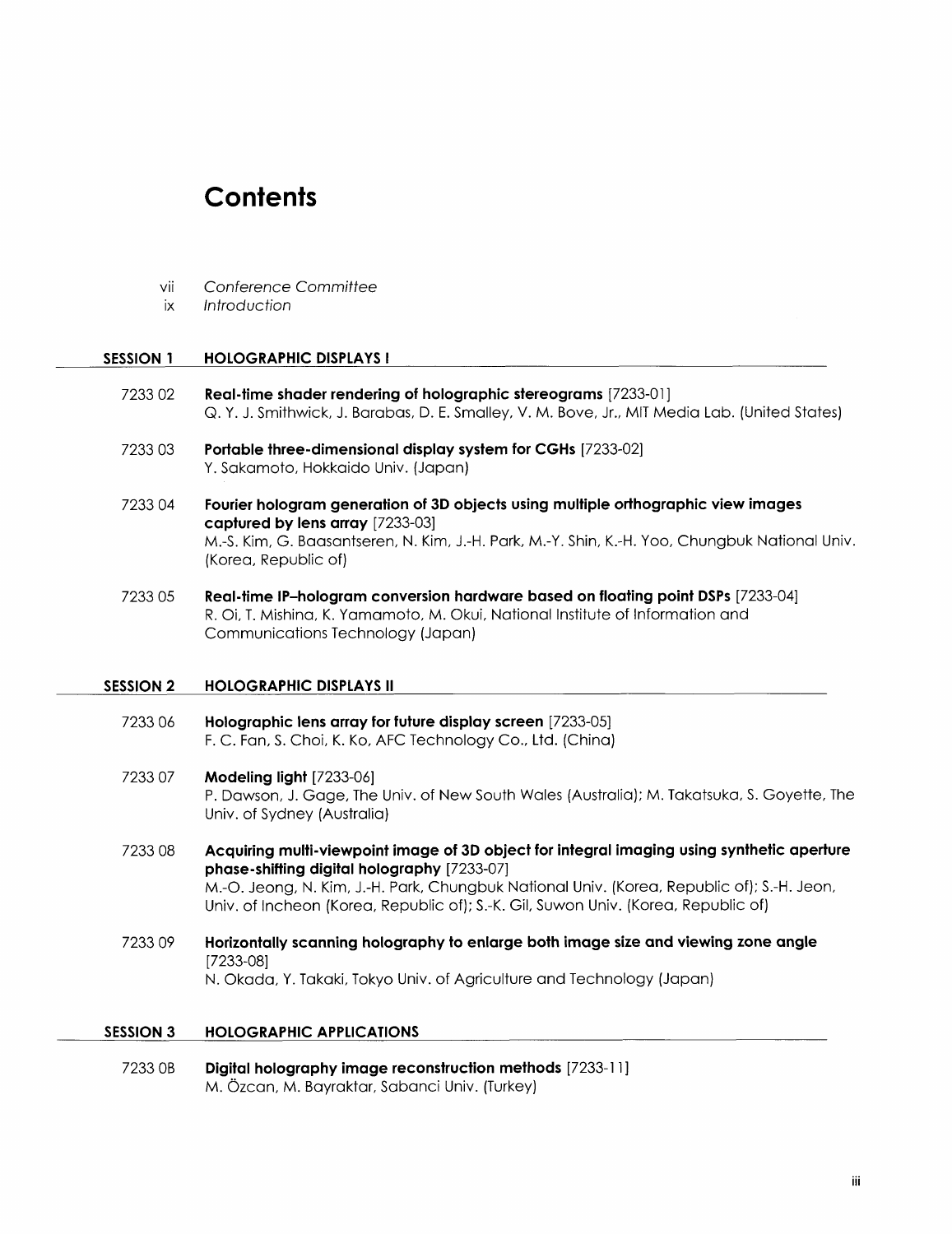# Contents

vii *Conference Committee*

ix *Introduction*

## SESSION 1 HOLOGRAPHIC DISPLAYS I

7233 02 **Real-time shader rendering of holographic stereograms** [7233-01]
Q. Y. J. Smithwick, J. Barabas, D. E. Smalley, V. M. Bove, Jr., MIT Media Lab. (United States)

7233 03 **Portable three-dimensional display system for CGHs** [7233-02]
Y. Sakamoto, Hokkaido Univ. (Japan)

7233 04 **Fourier hologram generation of 3D objects using multiple orthographic view images captured by lens array** [7233-03]
M.-S. Kim, G. Baasantseren, N. Kim, J.-H. Park, M.-Y. Shin, K.-H. Yoo, Chungbuk National Univ. (Korea, Republic of)

7233 05 **Real-time IP–hologram conversion hardware based on floating point DSPs** [7233-04]
R. Oi, T. Mishina, K. Yamamoto, M. Okui, National Institute of Information and Communications Technology (Japan)

## SESSION 2 HOLOGRAPHIC DISPLAYS II

7233 06 **Holographic lens array for future display screen** [7233-05]
F. C. Fan, S. Choi, K. Ko, AFC Technology Co., Ltd. (China)

7233 07 **Modeling light** [7233-06]
P. Dawson, J. Gage, The Univ. of New South Wales (Australia); M. Takatsuka, S. Goyette, The Univ. of Sydney (Australia)

7233 08 **Acquiring multi-viewpoint image of 3D object for integral imaging using synthetic aperture phase-shifting digital holography** [7233-07]
M.-O. Jeong, N. Kim, J.-H. Park, Chungbuk National Univ. (Korea, Republic of); S.-H. Jeon, Univ. of Incheon (Korea, Republic of); S.-K. Gil, Suwon Univ. (Korea, Republic of)

7233 09 **Horizontally scanning holography to enlarge both image size and viewing zone angle** [7233-08]
N. Okada, Y. Takaki, Tokyo Univ. of Agriculture and Technology (Japan)

## SESSION 3 HOLOGRAPHIC APPLICATIONS

7233 0B **Digital holography image reconstruction methods** [7233-11]
M. Özcan, M. Bayraktar, Sabanci Univ. (Turkey)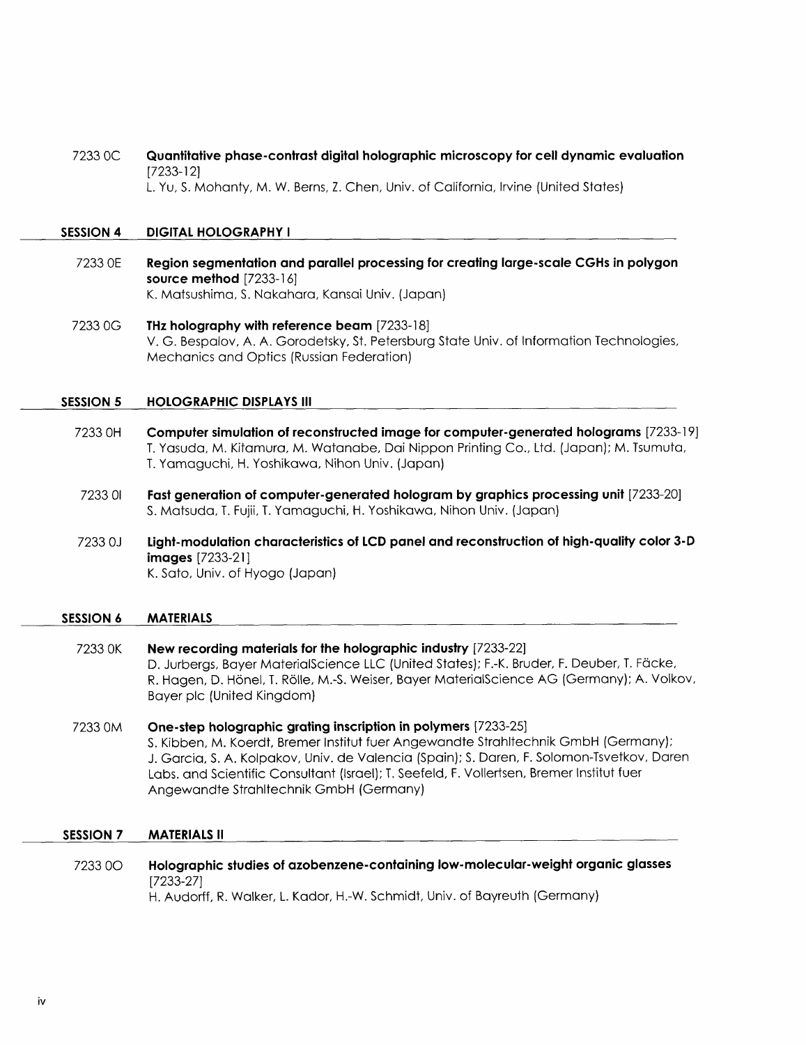7233 0C **Quantitative phase-contrast digital holographic microscopy for cell dynamic evaluation** [7233-12]
L. Yu, S. Mohanty, M. W. Berns, Z. Chen, Univ. of California, Irvine (United States)

## SESSION 4 DIGITAL HOLOGRAPHY I

7233 0E **Region segmentation and parallel processing for creating large-scale CGHs in polygon source method** [7233-16]
K. Matsushima, S. Nakahara, Kansai Univ. (Japan)

7233 0G **THz holography with reference beam** [7233-18]
V. G. Bespalov, A. A. Gorodetsky, St. Petersburg State Univ. of Information Technologies, Mechanics and Optics (Russian Federation)

## SESSION 5 HOLOGRAPHIC DISPLAYS III

7233 0H **Computer simulation of reconstructed image for computer-generated holograms** [7233-19]
T. Yasuda, M. Kitamura, M. Watanabe, Dai Nippon Printing Co., Ltd. (Japan); M. Tsumuta, T. Yamaguchi, H. Yoshikawa, Nihon Univ. (Japan)

7233 0I **Fast generation of computer-generated hologram by graphics processing unit** [7233-20]
S. Matsuda, T. Fujii, T. Yamaguchi, H. Yoshikawa, Nihon Univ. (Japan)

7233 0J **Light-modulation characteristics of LCD panel and reconstruction of high-quality color 3-D images** [7233-21]
K. Sato, Univ. of Hyogo (Japan)

## SESSION 6 MATERIALS

7233 0K **New recording materials for the holographic industry** [7233-22]
D. Jurbergs, Bayer MaterialScience LLC (United States); F.-K. Bruder, F. Deuber, T. Fäcke, R. Hagen, D. Hönel, T. Rölle, M.-S. Weiser, Bayer MaterialScience AG (Germany); A. Volkov, Bayer plc (United Kingdom)

7233 0M **One-step holographic grating inscription in polymers** [7233-25]
S. Kibben, M. Koerdt, Bremer Institut fuer Angewandte Strahltechnik GmbH (Germany); J. Garcia, S. A. Kolpakov, Univ. de Valencia (Spain); S. Daren, F. Solomon-Tsvetkov, Daren Labs. and Scientific Consultant (Israel); T. Seefeld, F. Vollertsen, Bremer Institut fuer Angewandte Strahltechnik GmbH (Germany)

## SESSION 7 MATERIALS II

7233 0O **Holographic studies of azobenzene-containing low-molecular-weight organic glasses** [7233-27]
H. Audorff, R. Walker, L. Kador, H.-W. Schmidt, Univ. of Bayreuth (Germany)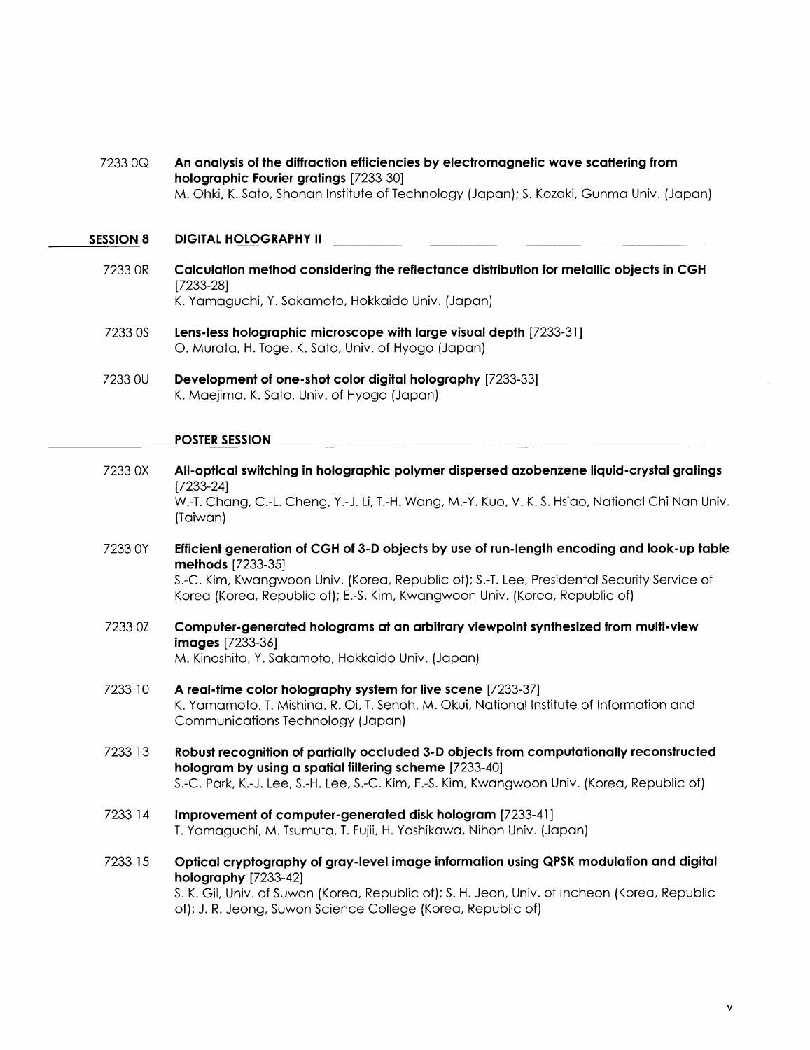7233 0Q **An analysis of the diffraction efficiencies by electromagnetic wave scattering from holographic Fourier gratings** [7233-30]
M. Ohki, K. Sato, Shonan Institute of Technology (Japan); S. Kozaki, Gunma Univ. (Japan)

## SESSION 8 DIGITAL HOLOGRAPHY II

7233 0R **Calculation method considering the reflectance distribution for metallic objects in CGH** [7233-28]
K. Yamaguchi, Y. Sakamoto, Hokkaido Univ. (Japan)

7233 0S **Lens-less holographic microscope with large visual depth** [7233-31]
O. Murata, H. Toge, K. Sato, Univ. of Hyogo (Japan)

7233 0U **Development of one-shot color digital holography** [7233-33]
K. Maejima, K. Sato, Univ. of Hyogo (Japan)

## POSTER SESSION

7233 0X **All-optical switching in holographic polymer dispersed azobenzene liquid-crystal gratings** [7233-24]
W.-T. Chang, C.-L. Cheng, Y.-J. Li, T.-H. Wang, M.-Y. Kuo, V. K. S. Hsiao, National Chi Nan Univ. (Taiwan)

7233 0Y **Efficient generation of CGH of 3-D objects by use of run-length encoding and look-up table methods** [7233-35]
S.-C. Kim, Kwangwoon Univ. (Korea, Republic of); S.-T. Lee, Presidental Security Service of Korea (Korea, Republic of); E.-S. Kim, Kwangwoon Univ. (Korea, Republic of)

7233 0Z **Computer-generated holograms at an arbitrary viewpoint synthesized from multi-view images** [7233-36]
M. Kinoshita, Y. Sakamoto, Hokkaido Univ. (Japan)

7233 10 **A real-time color holography system for live scene** [7233-37]
K. Yamamoto, T. Mishina, R. Oi, T. Senoh, M. Okui, National Institute of Information and Communications Technology (Japan)

7233 13 **Robust recognition of partially occluded 3-D objects from computationally reconstructed hologram by using a spatial filtering scheme** [7233-40]
S.-C. Park, K.-J. Lee, S.-H. Lee, S.-C. Kim, E.-S. Kim, Kwangwoon Univ. (Korea, Republic of)

7233 14 **Improvement of computer-generated disk hologram** [7233-41]
T. Yamaguchi, M. Tsumuta, T. Fujii, H. Yoshikawa, Nihon Univ. (Japan)

7233 15 **Optical cryptography of gray-level image information using QPSK modulation and digital holography** [7233-42]
S. K. Gil, Univ. of Suwon (Korea, Republic of); S. H. Jeon, Univ. of Incheon (Korea, Republic of); J. R. Jeong, Suwon Science College (Korea, Republic of)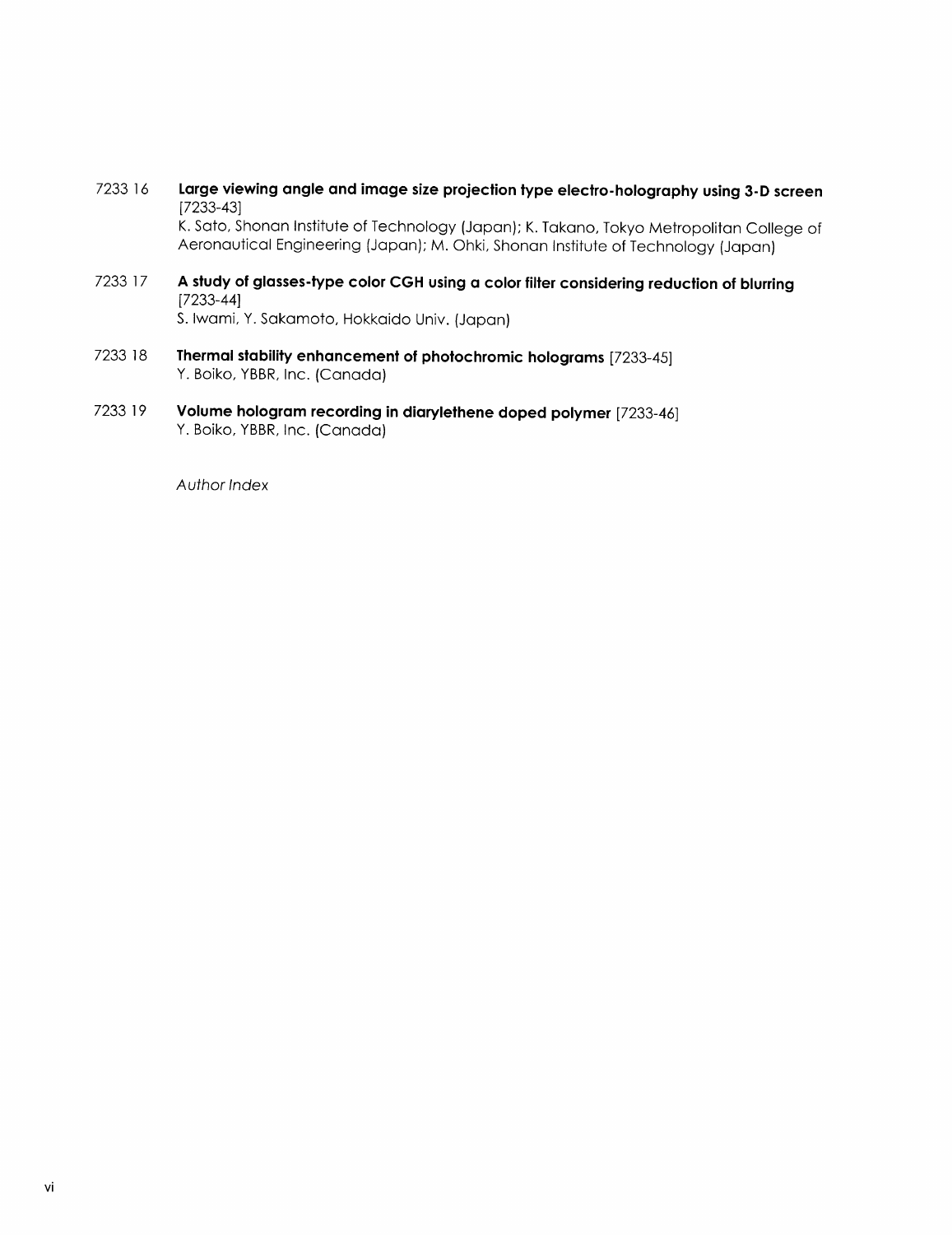7233 16 **Large viewing angle and image size projection type electro-holography using 3-D screen** [7233-43]
K. Sato, Shonan Institute of Technology (Japan); K. Takano, Tokyo Metropolitan College of Aeronautical Engineering (Japan); M. Ohki, Shonan Institute of Technology (Japan)

7233 17 **A study of glasses-type color CGH using a color filter considering reduction of blurring** [7233-44]
S. Iwami, Y. Sakamoto, Hokkaido Univ. (Japan)

7233 18 **Thermal stability enhancement of photochromic holograms** [7233-45]
Y. Boiko, YBBR, Inc. (Canada)

7233 19 **Volume hologram recording in diarylethene doped polymer** [7233-46]
Y. Boiko, YBBR, Inc. (Canada)

*Author Index*